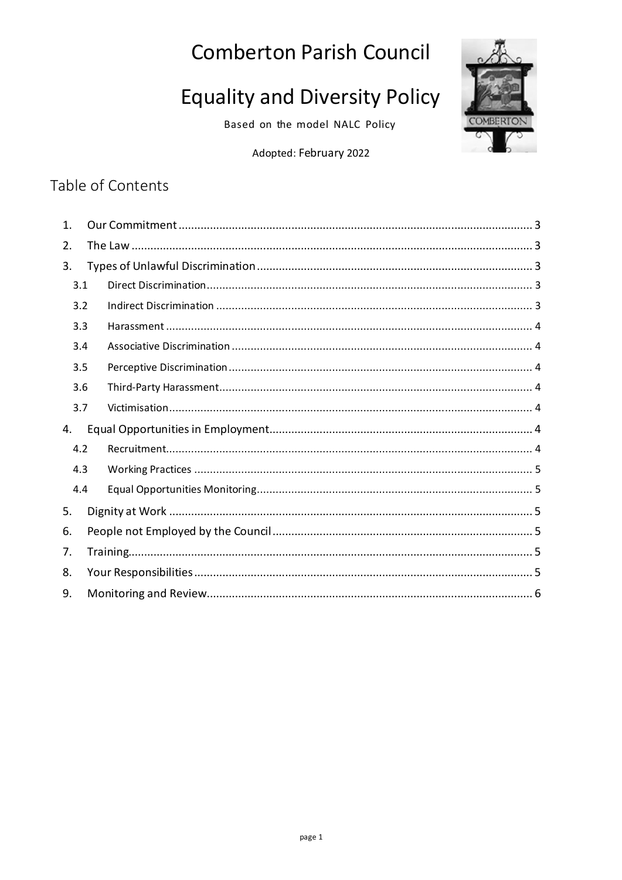# Comberton Parish Council

# Equality and Diversity Policy

Based on the model NALC Policy

Adopted: February 2022

## Table of Contents

1. Our Commitment ..... 3
2. The Law ..... 3
3. Types of Unlawful Discrimination ..... 3
   - 3.1 Direct Discrimination ..... 3
   - 3.2 Indirect Discrimination ..... 3
   - 3.3 Harassment ..... 4
   - 3.4 Associative Discrimination ..... 4
   - 3.5 Perceptive Discrimination ..... 4
   - 3.6 Third-Party Harassment ..... 4
   - 3.7 Victimisation ..... 4
4. Equal Opportunities in Employment ..... 4
   - 4.2 Recruitment ..... 4
   - 4.3 Working Practices ..... 5
   - 4.4 Equal Opportunities Monitoring ..... 5
5. Dignity at Work ..... 5
6. People not Employed by the Council ..... 5
7. Training ..... 5
8. Your Responsibilities ..... 5
9. Monitoring and Review ..... 6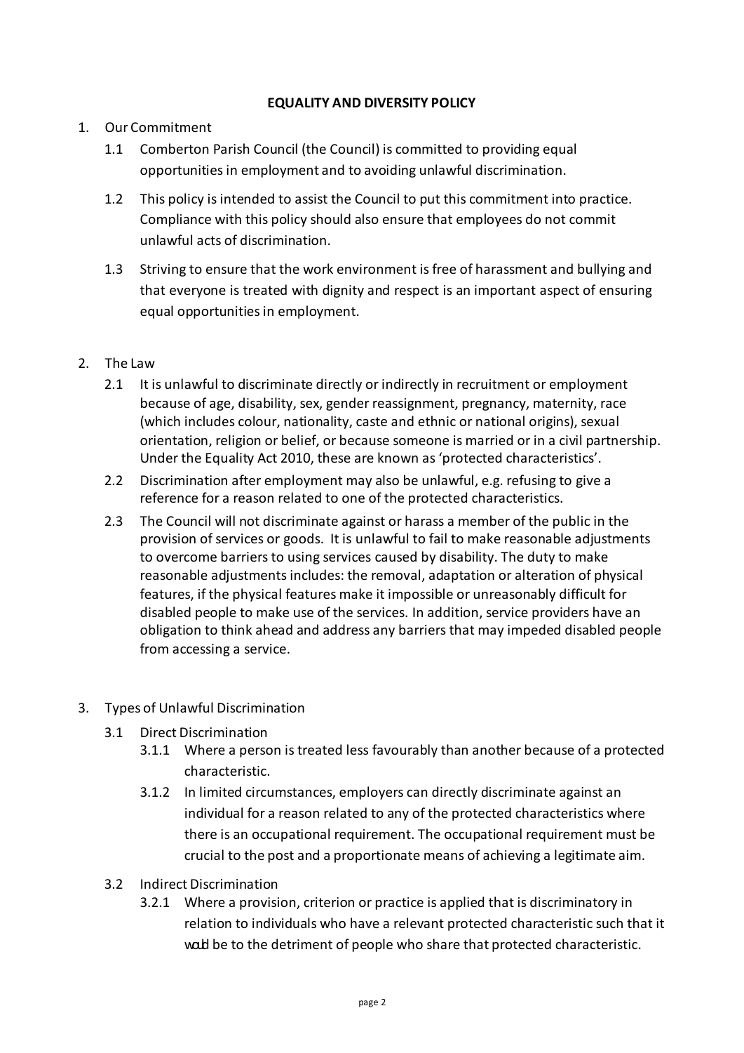# EQUALITY AND DIVERSITY POLICY

1. Our Commitment

   1.1 Comberton Parish Council (the Council) is committed to providing equal opportunities in employment and to avoiding unlawful discrimination.

   1.2 This policy is intended to assist the Council to put this commitment into practice. Compliance with this policy should also ensure that employees do not commit unlawful acts of discrimination.

   1.3 Striving to ensure that the work environment is free of harassment and bullying and that everyone is treated with dignity and respect is an important aspect of ensuring equal opportunities in employment.

2. The Law

   2.1 It is unlawful to discriminate directly or indirectly in recruitment or employment because of age, disability, sex, gender reassignment, pregnancy, maternity, race (which includes colour, nationality, caste and ethnic or national origins), sexual orientation, religion or belief, or because someone is married or in a civil partnership. Under the Equality Act 2010, these are known as 'protected characteristics'.

   2.2 Discrimination after employment may also be unlawful, e.g. refusing to give a reference for a reason related to one of the protected characteristics.

   2.3 The Council will not discriminate against or harass a member of the public in the provision of services or goods. It is unlawful to fail to make reasonable adjustments to overcome barriers to using services caused by disability. The duty to make reasonable adjustments includes: the removal, adaptation or alteration of physical features, if the physical features make it impossible or unreasonably difficult for disabled people to make use of the services. In addition, service providers have an obligation to think ahead and address any barriers that may impeded disabled people from accessing a service.

3. Types of Unlawful Discrimination

   3.1 Direct Discrimination

      3.1.1 Where a person is treated less favourably than another because of a protected characteristic.

      3.1.2 In limited circumstances, employers can directly discriminate against an individual for a reason related to any of the protected characteristics where there is an occupational requirement. The occupational requirement must be crucial to the post and a proportionate means of achieving a legitimate aim.

   3.2 Indirect Discrimination

      3.2.1 Where a provision, criterion or practice is applied that is discriminatory in relation to individuals who have a relevant protected characteristic such that it would be to the detriment of people who share that protected characteristic.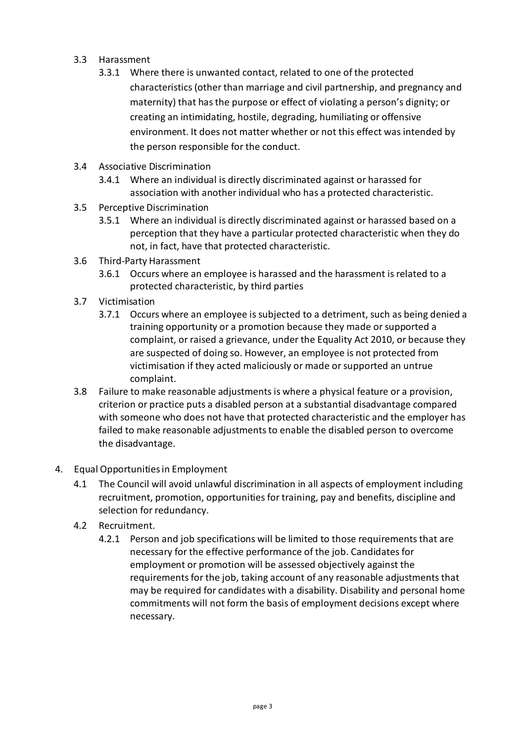3.3 Harassment

3.3.1 Where there is unwanted contact, related to one of the protected characteristics (other than marriage and civil partnership, and pregnancy and maternity) that has the purpose or effect of violating a person's dignity; or creating an intimidating, hostile, degrading, humiliating or offensive environment. It does not matter whether or not this effect was intended by the person responsible for the conduct.

3.4 Associative Discrimination

3.4.1 Where an individual is directly discriminated against or harassed for association with another individual who has a protected characteristic.

3.5 Perceptive Discrimination

3.5.1 Where an individual is directly discriminated against or harassed based on a perception that they have a particular protected characteristic when they do not, in fact, have that protected characteristic.

3.6 Third-Party Harassment

3.6.1 Occurs where an employee is harassed and the harassment is related to a protected characteristic, by third parties

3.7 Victimisation

3.7.1 Occurs where an employee is subjected to a detriment, such as being denied a training opportunity or a promotion because they made or supported a complaint, or raised a grievance, under the Equality Act 2010, or because they are suspected of doing so. However, an employee is not protected from victimisation if they acted maliciously or made or supported an untrue complaint.

3.8 Failure to make reasonable adjustments is where a physical feature or a provision, criterion or practice puts a disabled person at a substantial disadvantage compared with someone who does not have that protected characteristic and the employer has failed to make reasonable adjustments to enable the disabled person to overcome the disadvantage.

4. Equal Opportunities in Employment

4.1 The Council will avoid unlawful discrimination in all aspects of employment including recruitment, promotion, opportunities for training, pay and benefits, discipline and selection for redundancy.

4.2 Recruitment.

4.2.1 Person and job specifications will be limited to those requirements that are necessary for the effective performance of the job. Candidates for employment or promotion will be assessed objectively against the requirements for the job, taking account of any reasonable adjustments that may be required for candidates with a disability. Disability and personal home commitments will not form the basis of employment decisions except where necessary.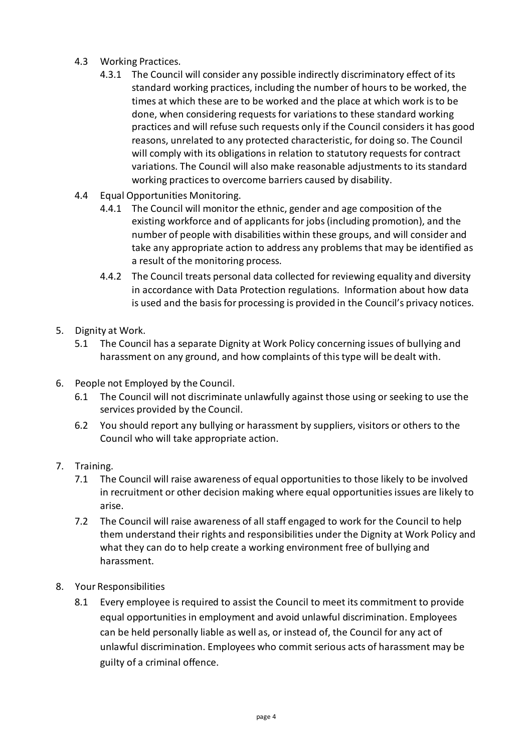4.3 Working Practices.

4.3.1 The Council will consider any possible indirectly discriminatory effect of its standard working practices, including the number of hours to be worked, the times at which these are to be worked and the place at which work is to be done, when considering requests for variations to these standard working practices and will refuse such requests only if the Council considers it has good reasons, unrelated to any protected characteristic, for doing so. The Council will comply with its obligations in relation to statutory requests for contract variations. The Council will also make reasonable adjustments to its standard working practices to overcome barriers caused by disability.

4.4 Equal Opportunities Monitoring.

4.4.1 The Council will monitor the ethnic, gender and age composition of the existing workforce and of applicants for jobs (including promotion), and the number of people with disabilities within these groups, and will consider and take any appropriate action to address any problems that may be identified as a result of the monitoring process.

4.4.2 The Council treats personal data collected for reviewing equality and diversity in accordance with Data Protection regulations. Information about how data is used and the basis for processing is provided in the Council's privacy notices.

5. Dignity at Work.

5.1 The Council has a separate Dignity at Work Policy concerning issues of bullying and harassment on any ground, and how complaints of this type will be dealt with.

6. People not Employed by the Council.

6.1 The Council will not discriminate unlawfully against those using or seeking to use the services provided by the Council.

6.2 You should report any bullying or harassment by suppliers, visitors or others to the Council who will take appropriate action.

7. Training.

7.1 The Council will raise awareness of equal opportunities to those likely to be involved in recruitment or other decision making where equal opportunities issues are likely to arise.

7.2 The Council will raise awareness of all staff engaged to work for the Council to help them understand their rights and responsibilities under the Dignity at Work Policy and what they can do to help create a working environment free of bullying and harassment.

8. Your Responsibilities

8.1 Every employee is required to assist the Council to meet its commitment to provide equal opportunities in employment and avoid unlawful discrimination. Employees can be held personally liable as well as, or instead of, the Council for any act of unlawful discrimination. Employees who commit serious acts of harassment may be guilty of a criminal offence.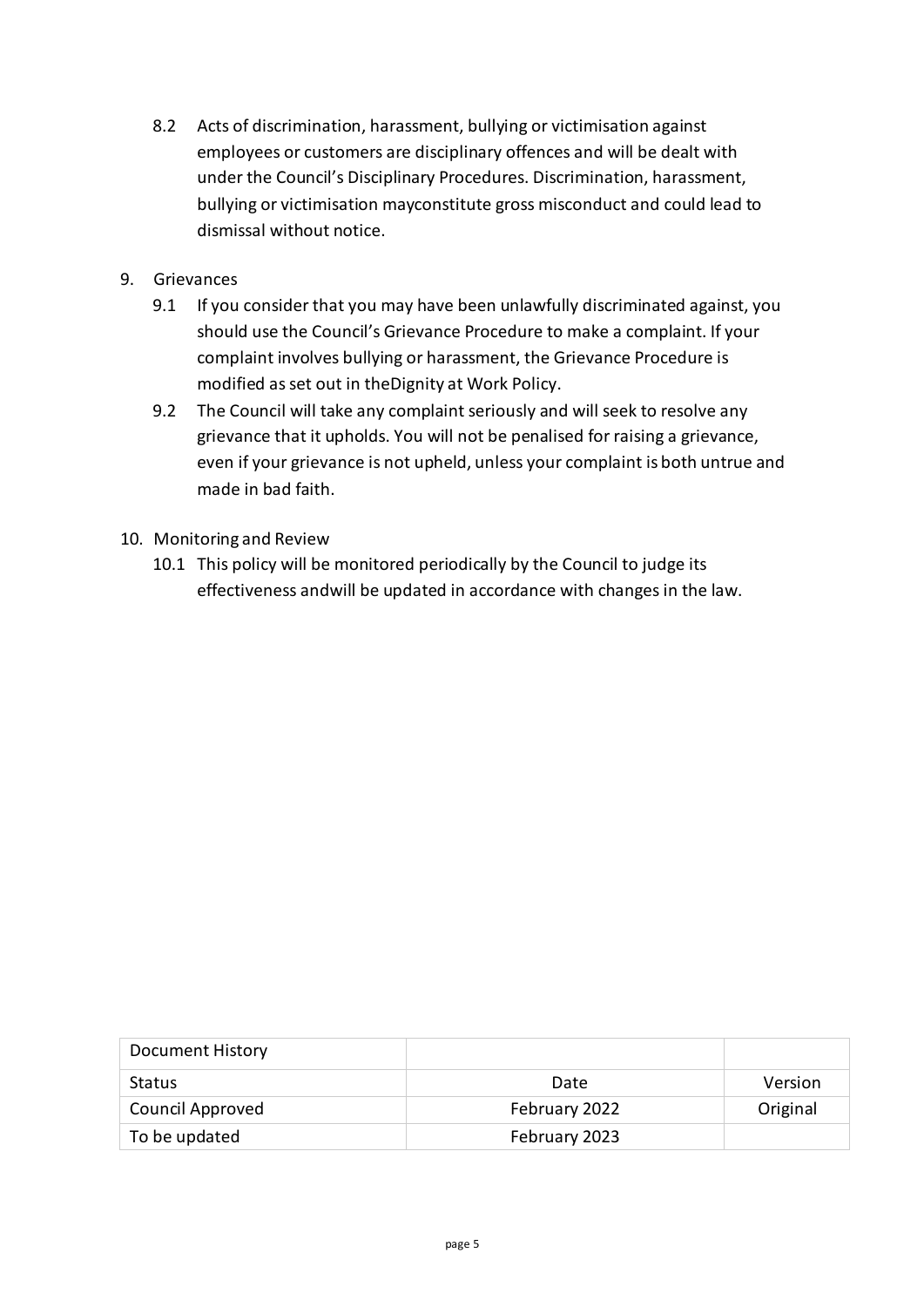8.2 Acts of discrimination, harassment, bullying or victimisation against employees or customers are disciplinary offences and will be dealt with under the Council's Disciplinary Procedures. Discrimination, harassment, bullying or victimisation mayconstitute gross misconduct and could lead to dismissal without notice.

9. Grievances

9.1 If you consider that you may have been unlawfully discriminated against, you should use the Council's Grievance Procedure to make a complaint. If your complaint involves bullying or harassment, the Grievance Procedure is modified as set out in theDignity at Work Policy.

9.2 The Council will take any complaint seriously and will seek to resolve any grievance that it upholds. You will not be penalised for raising a grievance, even if your grievance is not upheld, unless your complaint is both untrue and made in bad faith.

10. Monitoring and Review

10.1 This policy will be monitored periodically by the Council to judge its effectiveness andwill be updated in accordance with changes in the law.

| Document History | | |
|---|---|---|
| Status | Date | Version |
| Council Approved | February 2022 | Original |
| To be updated | February 2023 | |